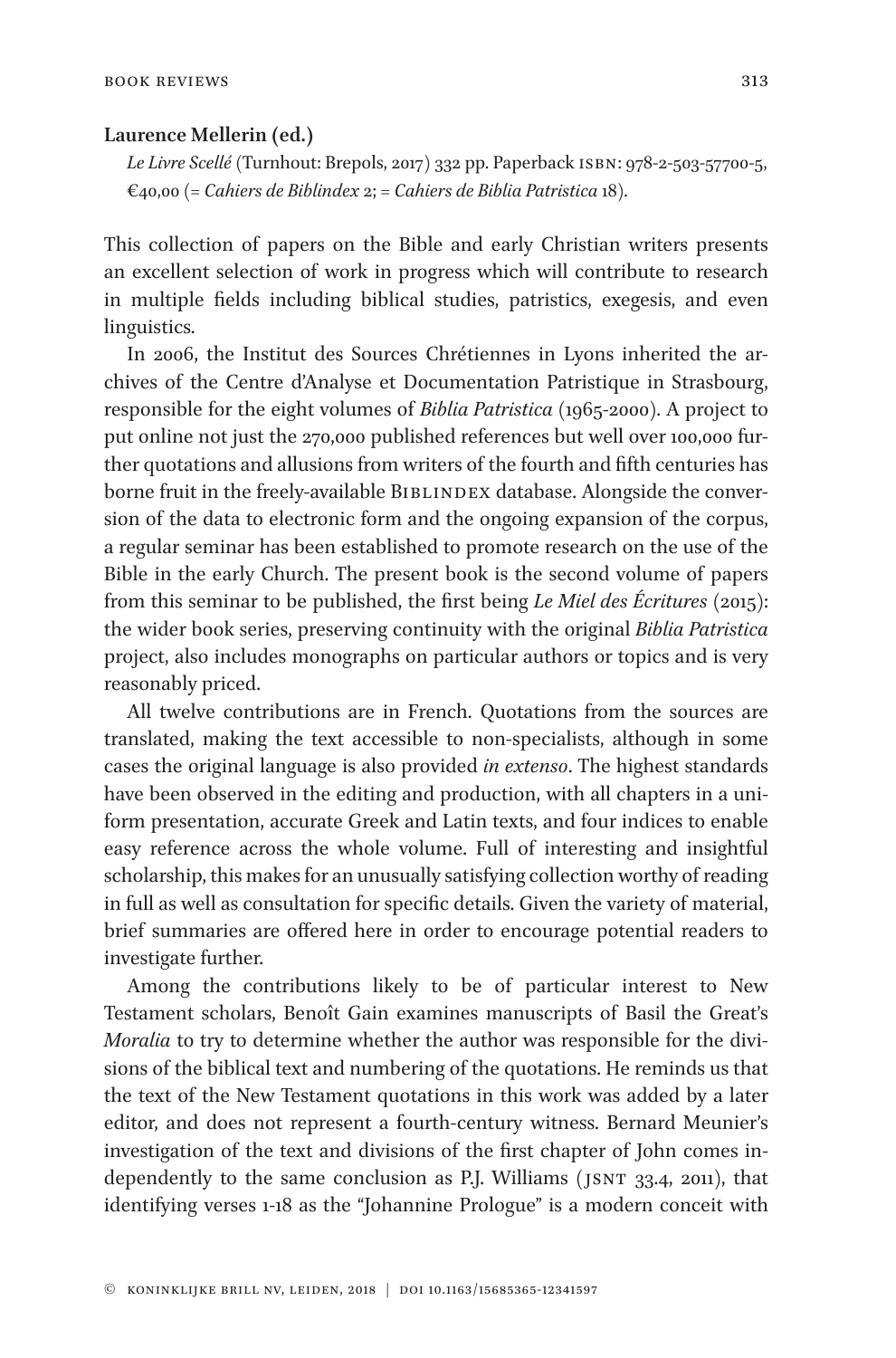**Laurence Mellerin (ed.)**

*Le Livre Scellé* (Turnhout: Brepols, 2017) 332 pp. Paperback ISBN: 978-2-503-57700-5, €40,00 (= *Cahiers de Biblindex* 2; = *Cahiers de Biblia Patristica* 18).

This collection of papers on the Bible and early Christian writers presents an excellent selection of work in progress which will contribute to research in multiple fields including biblical studies, patristics, exegesis, and even linguistics.

In 2006, the Institut des Sources Chrétiennes in Lyons inherited the archives of the Centre d'Analyse et Documentation Patristique in Strasbourg, responsible for the eight volumes of *Biblia Patristica* (1965-2000). A project to put online not just the 270,000 published references but well over 100,000 further quotations and allusions from writers of the fourth and fifth centuries has borne fruit in the freely-available BIBLINDEX database. Alongside the conversion of the data to electronic form and the ongoing expansion of the corpus, a regular seminar has been established to promote research on the use of the Bible in the early Church. The present book is the second volume of papers from this seminar to be published, the first being *Le Miel des Écritures* (2015): the wider book series, preserving continuity with the original *Biblia Patristica* project, also includes monographs on particular authors or topics and is very reasonably priced.

All twelve contributions are in French. Quotations from the sources are translated, making the text accessible to non-specialists, although in some cases the original language is also provided *in extenso*. The highest standards have been observed in the editing and production, with all chapters in a uniform presentation, accurate Greek and Latin texts, and four indices to enable easy reference across the whole volume. Full of interesting and insightful scholarship, this makes for an unusually satisfying collection worthy of reading in full as well as consultation for specific details. Given the variety of material, brief summaries are offered here in order to encourage potential readers to investigate further.

Among the contributions likely to be of particular interest to New Testament scholars, Benoît Gain examines manuscripts of Basil the Great's *Moralia* to try to determine whether the author was responsible for the divisions of the biblical text and numbering of the quotations. He reminds us that the text of the New Testament quotations in this work was added by a later editor, and does not represent a fourth-century witness. Bernard Meunier's investigation of the text and divisions of the first chapter of John comes independently to the same conclusion as P.J. Williams (JSNT 33.4, 2011), that identifying verses 1-18 as the "Johannine Prologue" is a modern conceit with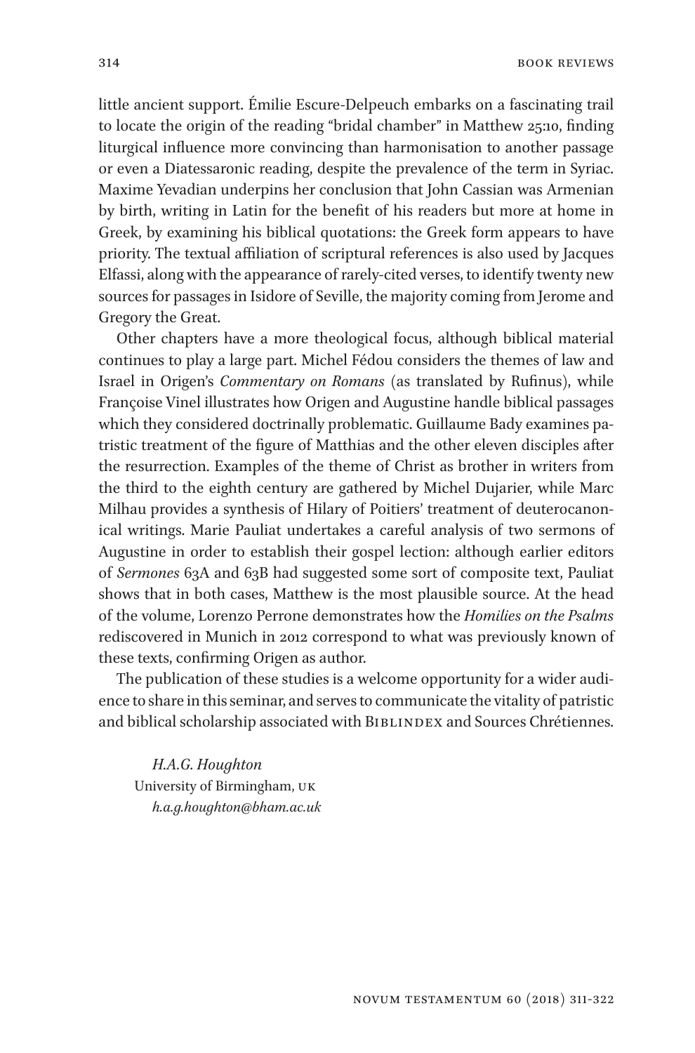little ancient support. Émilie Escure-Delpeuch embarks on a fascinating trail to locate the origin of the reading "bridal chamber" in Matthew 25:10, finding liturgical influence more convincing than harmonisation to another passage or even a Diatessaronic reading, despite the prevalence of the term in Syriac. Maxime Yevadian underpins her conclusion that John Cassian was Armenian by birth, writing in Latin for the benefit of his readers but more at home in Greek, by examining his biblical quotations: the Greek form appears to have priority. The textual affiliation of scriptural references is also used by Jacques Elfassi, along with the appearance of rarely-cited verses, to identify twenty new sources for passages in Isidore of Seville, the majority coming from Jerome and Gregory the Great.

Other chapters have a more theological focus, although biblical material continues to play a large part. Michel Fédou considers the themes of law and Israel in Origen's *Commentary on Romans* (as translated by Rufinus), while Françoise Vinel illustrates how Origen and Augustine handle biblical passages which they considered doctrinally problematic. Guillaume Bady examines patristic treatment of the figure of Matthias and the other eleven disciples after the resurrection. Examples of the theme of Christ as brother in writers from the third to the eighth century are gathered by Michel Dujarier, while Marc Milhau provides a synthesis of Hilary of Poitiers' treatment of deuterocanonical writings. Marie Pauliat undertakes a careful analysis of two sermons of Augustine in order to establish their gospel lection: although earlier editors of *Sermones* 63A and 63B had suggested some sort of composite text, Pauliat shows that in both cases, Matthew is the most plausible source. At the head of the volume, Lorenzo Perrone demonstrates how the *Homilies on the Psalms* rediscovered in Munich in 2012 correspond to what was previously known of these texts, confirming Origen as author.

The publication of these studies is a welcome opportunity for a wider audience to share in this seminar, and serves to communicate the vitality of patristic and biblical scholarship associated with BIBLINDEX and Sources Chrétiennes.

*H.A.G. Houghton*
University of Birmingham, UK
*h.a.g.houghton@bham.ac.uk*